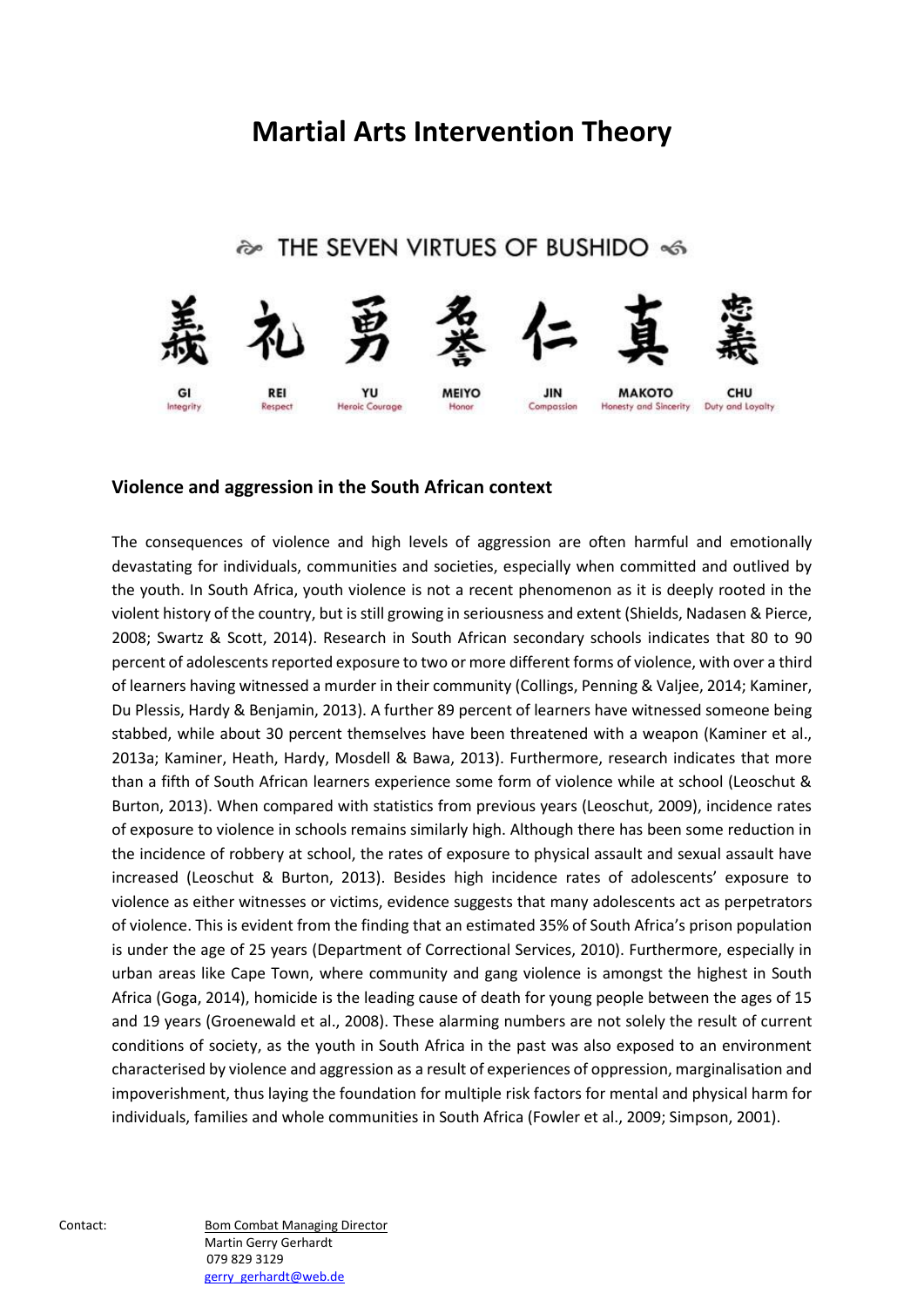# Martial Arts Intervention Theory

THE SEVEN VIRTUES OF BUSHIDO

| 義 | 礼 | 勇 | 名誉 | 仁 | 真 | 忠義 |
|---|---|---|---|---|---|---|
| GI | REI | YU | MEIYO | JIN | MAKOTO | CHU |
| Integrity | Respect | Heroic Courage | Honor | Compassion | Honesty and Sincerity | Duty and Loyalty |

## Violence and aggression in the South African context

The consequences of violence and high levels of aggression are often harmful and emotionally devastating for individuals, communities and societies, especially when committed and outlived by the youth. In South Africa, youth violence is not a recent phenomenon as it is deeply rooted in the violent history of the country, but is still growing in seriousness and extent (Shields, Nadasen & Pierce, 2008; Swartz & Scott, 2014). Research in South African secondary schools indicates that 80 to 90 percent of adolescents reported exposure to two or more different forms of violence, with over a third of learners having witnessed a murder in their community (Collings, Penning & Valjee, 2014; Kaminer, Du Plessis, Hardy & Benjamin, 2013). A further 89 percent of learners have witnessed someone being stabbed, while about 30 percent themselves have been threatened with a weapon (Kaminer et al., 2013a; Kaminer, Heath, Hardy, Mosdell & Bawa, 2013). Furthermore, research indicates that more than a fifth of South African learners experience some form of violence while at school (Leoschut & Burton, 2013). When compared with statistics from previous years (Leoschut, 2009), incidence rates of exposure to violence in schools remains similarly high. Although there has been some reduction in the incidence of robbery at school, the rates of exposure to physical assault and sexual assault have increased (Leoschut & Burton, 2013). Besides high incidence rates of adolescents' exposure to violence as either witnesses or victims, evidence suggests that many adolescents act as perpetrators of violence. This is evident from the finding that an estimated 35% of South Africa's prison population is under the age of 25 years (Department of Correctional Services, 2010). Furthermore, especially in urban areas like Cape Town, where community and gang violence is amongst the highest in South Africa (Goga, 2014), homicide is the leading cause of death for young people between the ages of 15 and 19 years (Groenewald et al., 2008). These alarming numbers are not solely the result of current conditions of society, as the youth in South Africa in the past was also exposed to an environment characterised by violence and aggression as a result of experiences of oppression, marginalisation and impoverishment, thus laying the foundation for multiple risk factors for mental and physical harm for individuals, families and whole communities in South Africa (Fowler et al., 2009; Simpson, 2001).

Contact: Bom Combat Managing Director
Martin Gerry Gerhardt
079 829 3129
gerry_gerhardt@web.de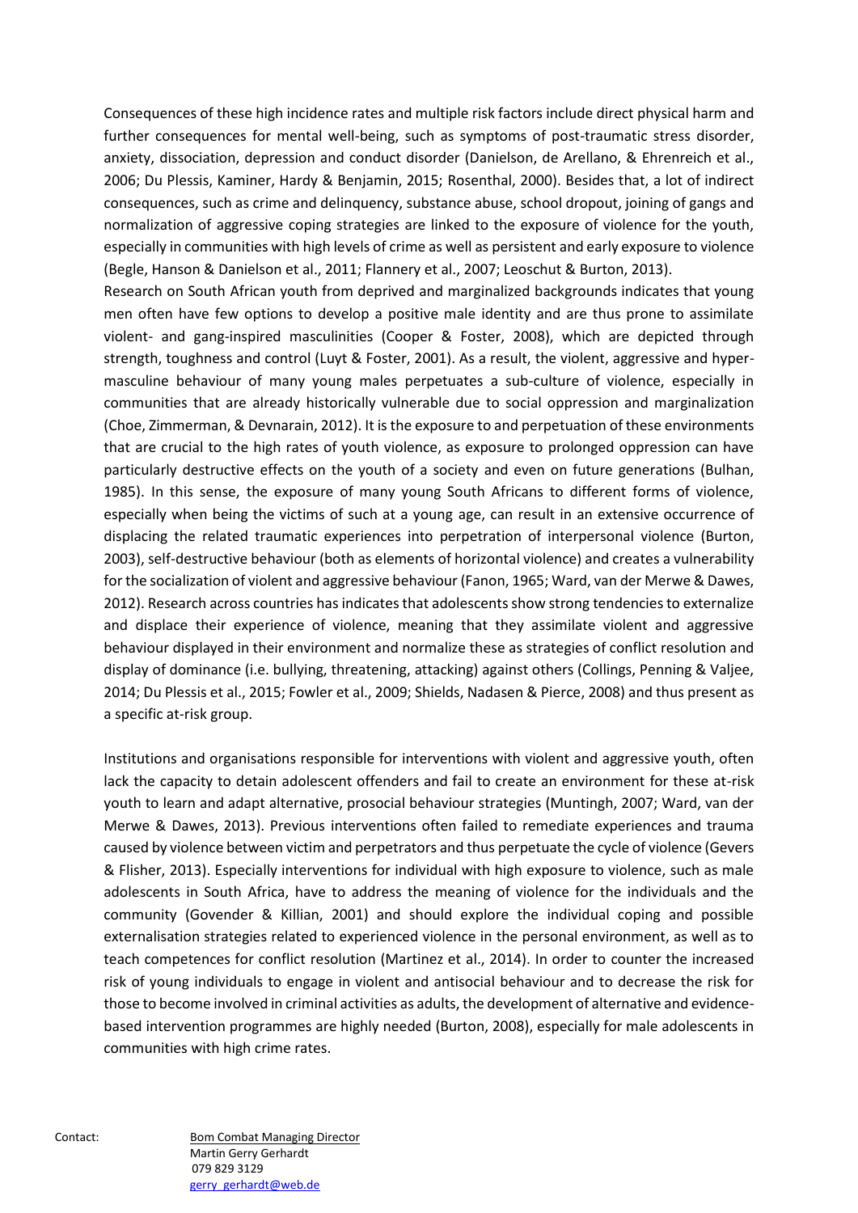Consequences of these high incidence rates and multiple risk factors include direct physical harm and further consequences for mental well-being, such as symptoms of post-traumatic stress disorder, anxiety, dissociation, depression and conduct disorder (Danielson, de Arellano, & Ehrenreich et al., 2006; Du Plessis, Kaminer, Hardy & Benjamin, 2015; Rosenthal, 2000). Besides that, a lot of indirect consequences, such as crime and delinquency, substance abuse, school dropout, joining of gangs and normalization of aggressive coping strategies are linked to the exposure of violence for the youth, especially in communities with high levels of crime as well as persistent and early exposure to violence (Begle, Hanson & Danielson et al., 2011; Flannery et al., 2007; Leoschut & Burton, 2013).

Research on South African youth from deprived and marginalized backgrounds indicates that young men often have few options to develop a positive male identity and are thus prone to assimilate violent- and gang-inspired masculinities (Cooper & Foster, 2008), which are depicted through strength, toughness and control (Luyt & Foster, 2001). As a result, the violent, aggressive and hyper-masculine behaviour of many young males perpetuates a sub-culture of violence, especially in communities that are already historically vulnerable due to social oppression and marginalization (Choe, Zimmerman, & Devnarain, 2012). It is the exposure to and perpetuation of these environments that are crucial to the high rates of youth violence, as exposure to prolonged oppression can have particularly destructive effects on the youth of a society and even on future generations (Bulhan, 1985). In this sense, the exposure of many young South Africans to different forms of violence, especially when being the victims of such at a young age, can result in an extensive occurrence of displacing the related traumatic experiences into perpetration of interpersonal violence (Burton, 2003), self-destructive behaviour (both as elements of horizontal violence) and creates a vulnerability for the socialization of violent and aggressive behaviour (Fanon, 1965; Ward, van der Merwe & Dawes, 2012). Research across countries has indicates that adolescents show strong tendencies to externalize and displace their experience of violence, meaning that they assimilate violent and aggressive behaviour displayed in their environment and normalize these as strategies of conflict resolution and display of dominance (i.e. bullying, threatening, attacking) against others (Collings, Penning & Valjee, 2014; Du Plessis et al., 2015; Fowler et al., 2009; Shields, Nadasen & Pierce, 2008) and thus present as a specific at-risk group.

Institutions and organisations responsible for interventions with violent and aggressive youth, often lack the capacity to detain adolescent offenders and fail to create an environment for these at-risk youth to learn and adapt alternative, prosocial behaviour strategies (Muntingh, 2007; Ward, van der Merwe & Dawes, 2013). Previous interventions often failed to remediate experiences and trauma caused by violence between victim and perpetrators and thus perpetuate the cycle of violence (Gevers & Flisher, 2013). Especially interventions for individual with high exposure to violence, such as male adolescents in South Africa, have to address the meaning of violence for the individuals and the community (Govender & Killian, 2001) and should explore the individual coping and possible externalisation strategies related to experienced violence in the personal environment, as well as to teach competences for conflict resolution (Martinez et al., 2014). In order to counter the increased risk of young individuals to engage in violent and antisocial behaviour and to decrease the risk for those to become involved in criminal activities as adults, the development of alternative and evidence-based intervention programmes are highly needed (Burton, 2008), especially for male adolescents in communities with high crime rates.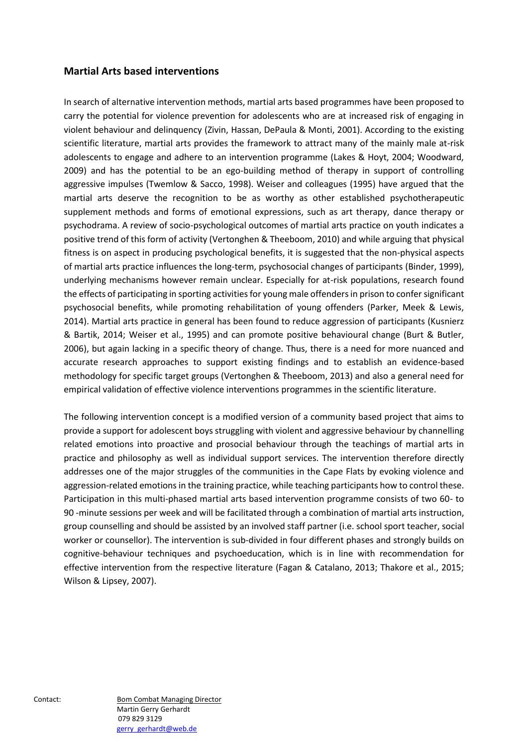## Martial Arts based interventions

In search of alternative intervention methods, martial arts based programmes have been proposed to carry the potential for violence prevention for adolescents who are at increased risk of engaging in violent behaviour and delinquency (Zivin, Hassan, DePaula & Monti, 2001). According to the existing scientific literature, martial arts provides the framework to attract many of the mainly male at-risk adolescents to engage and adhere to an intervention programme (Lakes & Hoyt, 2004; Woodward, 2009) and has the potential to be an ego-building method of therapy in support of controlling aggressive impulses (Twemlow & Sacco, 1998). Weiser and colleagues (1995) have argued that the martial arts deserve the recognition to be as worthy as other established psychotherapeutic supplement methods and forms of emotional expressions, such as art therapy, dance therapy or psychodrama. A review of socio-psychological outcomes of martial arts practice on youth indicates a positive trend of this form of activity (Vertonghen & Theeboom, 2010) and while arguing that physical fitness is on aspect in producing psychological benefits, it is suggested that the non-physical aspects of martial arts practice influences the long-term, psychosocial changes of participants (Binder, 1999), underlying mechanisms however remain unclear. Especially for at-risk populations, research found the effects of participating in sporting activities for young male offenders in prison to confer significant psychosocial benefits, while promoting rehabilitation of young offenders (Parker, Meek & Lewis, 2014). Martial arts practice in general has been found to reduce aggression of participants (Kusnierz & Bartik, 2014; Weiser et al., 1995) and can promote positive behavioural change (Burt & Butler, 2006), but again lacking in a specific theory of change. Thus, there is a need for more nuanced and accurate research approaches to support existing findings and to establish an evidence-based methodology for specific target groups (Vertonghen & Theeboom, 2013) and also a general need for empirical validation of effective violence interventions programmes in the scientific literature.

The following intervention concept is a modified version of a community based project that aims to provide a support for adolescent boys struggling with violent and aggressive behaviour by channelling related emotions into proactive and prosocial behaviour through the teachings of martial arts in practice and philosophy as well as individual support services. The intervention therefore directly addresses one of the major struggles of the communities in the Cape Flats by evoking violence and aggression-related emotions in the training practice, while teaching participants how to control these. Participation in this multi-phased martial arts based intervention programme consists of two 60- to 90 -minute sessions per week and will be facilitated through a combination of martial arts instruction, group counselling and should be assisted by an involved staff partner (i.e. school sport teacher, social worker or counsellor). The intervention is sub-divided in four different phases and strongly builds on cognitive-behaviour techniques and psychoeducation, which is in line with recommendation for effective intervention from the respective literature (Fagan & Catalano, 2013; Thakore et al., 2015; Wilson & Lipsey, 2007).

Contact: Bom Combat Managing Director
Martin Gerry Gerhardt
079 829 3129
gerry_gerhardt@web.de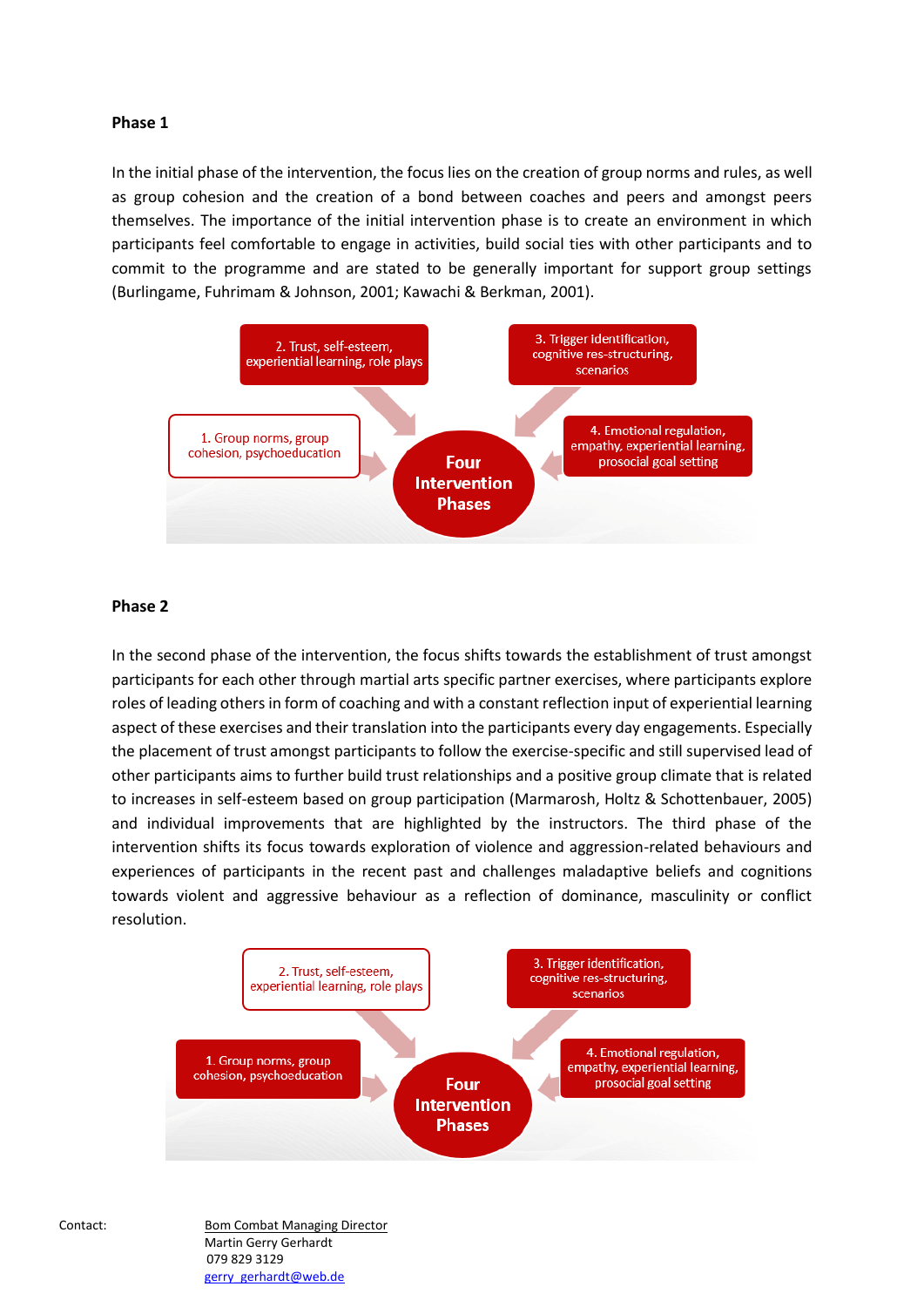**Phase 1**

In the initial phase of the intervention, the focus lies on the creation of group norms and rules, as well as group cohesion and the creation of a bond between coaches and peers and amongst peers themselves. The importance of the initial intervention phase is to create an environment in which participants feel comfortable to engage in activities, build social ties with other participants and to commit to the programme and are stated to be generally important for support group settings (Burlingame, Fuhrimam & Johnson, 2001; Kawachi & Berkman, 2001).

1. Group norms, group cohesion, psychoeducation
2. Trust, self-esteem, experiential learning, role plays
3. Trigger identification, cognitive res-structuring, scenarios
4. Emotional regulation, empathy, experiential learning, prosocial goal setting

Four Intervention Phases

**Phase 2**

In the second phase of the intervention, the focus shifts towards the establishment of trust amongst participants for each other through martial arts specific partner exercises, where participants explore roles of leading others in form of coaching and with a constant reflection input of experiential learning aspect of these exercises and their translation into the participants every day engagements. Especially the placement of trust amongst participants to follow the exercise-specific and still supervised lead of other participants aims to further build trust relationships and a positive group climate that is related to increases in self-esteem based on group participation (Marmarosh, Holtz & Schottenbauer, 2005) and individual improvements that are highlighted by the instructors. The third phase of the intervention shifts its focus towards exploration of violence and aggression-related behaviours and experiences of participants in the recent past and challenges maladaptive beliefs and cognitions towards violent and aggressive behaviour as a reflection of dominance, masculinity or conflict resolution.

1. Group norms, group cohesion, psychoeducation
2. Trust, self-esteem, experiential learning, role plays
3. Trigger identification, cognitive res-structuring, scenarios
4. Emotional regulation, empathy, experiential learning, prosocial goal setting

Four Intervention Phases

Contact:

Bom Combat Managing Director
Martin Gerry Gerhardt
079 829 3129
gerry_gerhardt@web.de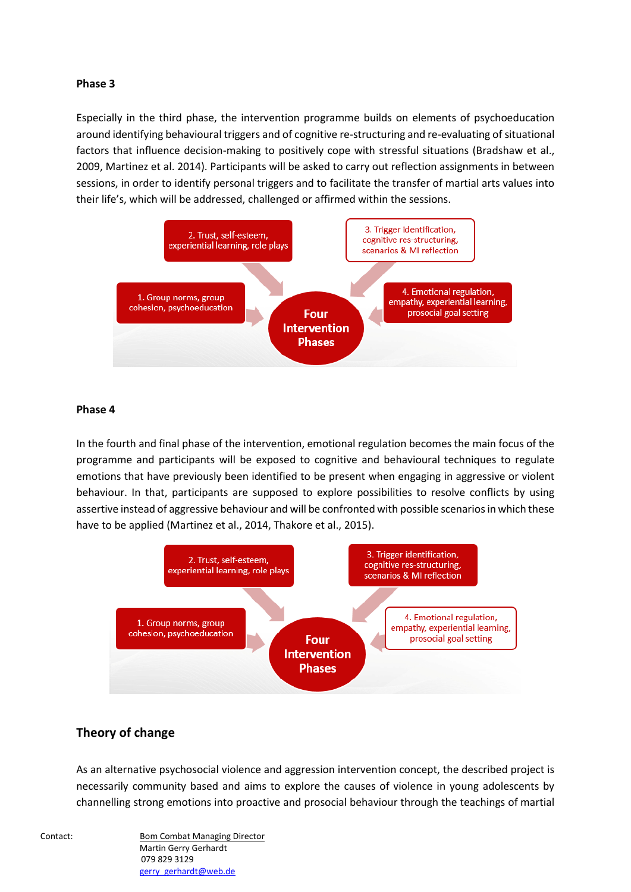**Phase 3**

Especially in the third phase, the intervention programme builds on elements of psychoeducation around identifying behavioural triggers and of cognitive re-structuring and re-evaluating of situational factors that influence decision-making to positively cope with stressful situations (Bradshaw et al., 2009, Martinez et al. 2014). Participants will be asked to carry out reflection assignments in between sessions, in order to identify personal triggers and to facilitate the transfer of martial arts values into their life's, which will be addressed, challenged or affirmed within the sessions.

2. Trust, self-esteem, experiential learning, role plays

3. Trigger identification, cognitive res-structuring, scenarios & MI reflection

1. Group norms, group cohesion, psychoeducation

Four Intervention Phases

4. Emotional regulation, empathy, experiential learning, prosocial goal setting

**Phase 4**

In the fourth and final phase of the intervention, emotional regulation becomes the main focus of the programme and participants will be exposed to cognitive and behavioural techniques to regulate emotions that have previously been identified to be present when engaging in aggressive or violent behaviour. In that, participants are supposed to explore possibilities to resolve conflicts by using assertive instead of aggressive behaviour and will be confronted with possible scenarios in which these have to be applied (Martinez et al., 2014, Thakore et al., 2015).

2. Trust, self-esteem, experiential learning, role plays

3. Trigger identification, cognitive res-structuring, scenarios & MI reflection

1. Group norms, group cohesion, psychoeducation

Four Intervention Phases

4. Emotional regulation, empathy, experiential learning, prosocial goal setting

## Theory of change

As an alternative psychosocial violence and aggression intervention concept, the described project is necessarily community based and aims to explore the causes of violence in young adolescents by channelling strong emotions into proactive and prosocial behaviour through the teachings of martial

Contact: Bom Combat Managing Director
Martin Gerry Gerhardt
079 829 3129
gerry_gerhardt@web.de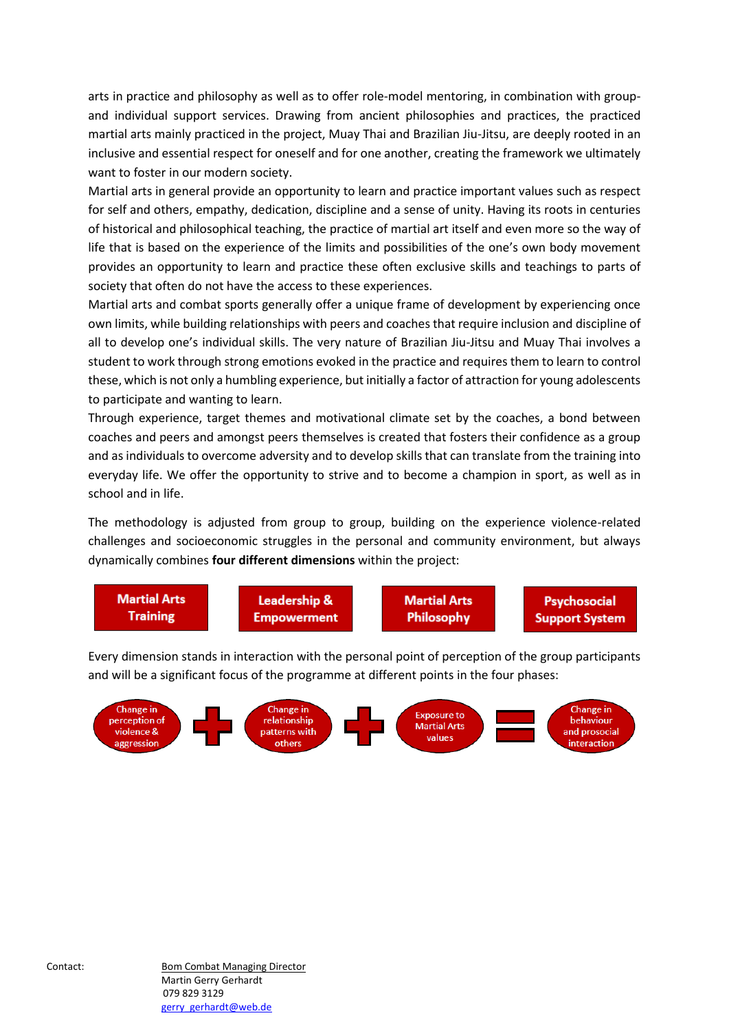arts in practice and philosophy as well as to offer role-model mentoring, in combination with group- and individual support services. Drawing from ancient philosophies and practices, the practiced martial arts mainly practiced in the project, Muay Thai and Brazilian Jiu-Jitsu, are deeply rooted in an inclusive and essential respect for oneself and for one another, creating the framework we ultimately want to foster in our modern society.

Martial arts in general provide an opportunity to learn and practice important values such as respect for self and others, empathy, dedication, discipline and a sense of unity. Having its roots in centuries of historical and philosophical teaching, the practice of martial art itself and even more so the way of life that is based on the experience of the limits and possibilities of the one's own body movement provides an opportunity to learn and practice these often exclusive skills and teachings to parts of society that often do not have the access to these experiences.

Martial arts and combat sports generally offer a unique frame of development by experiencing once own limits, while building relationships with peers and coaches that require inclusion and discipline of all to develop one's individual skills. The very nature of Brazilian Jiu-Jitsu and Muay Thai involves a student to work through strong emotions evoked in the practice and requires them to learn to control these, which is not only a humbling experience, but initially a factor of attraction for young adolescents to participate and wanting to learn.

Through experience, target themes and motivational climate set by the coaches, a bond between coaches and peers and amongst peers themselves is created that fosters their confidence as a group and as individuals to overcome adversity and to develop skills that can translate from the training into everyday life. We offer the opportunity to strive and to become a champion in sport, as well as in school and in life.

The methodology is adjusted from group to group, building on the experience violence-related challenges and socioeconomic struggles in the personal and community environment, but always dynamically combines **four different dimensions** within the project:

Martial Arts Training

Leadership & Empowerment

Martial Arts Philosophy

Psychosocial Support System

Every dimension stands in interaction with the personal point of perception of the group participants and will be a significant focus of the programme at different points in the four phases:

Change in perception of violence & aggression + Change in relationship patterns with others + Exposure to Martial Arts values = Change in behaviour and prosocial interaction

Contact: Bom Combat Managing Director
Martin Gerry Gerhardt
079 829 3129
gerry_gerhardt@web.de